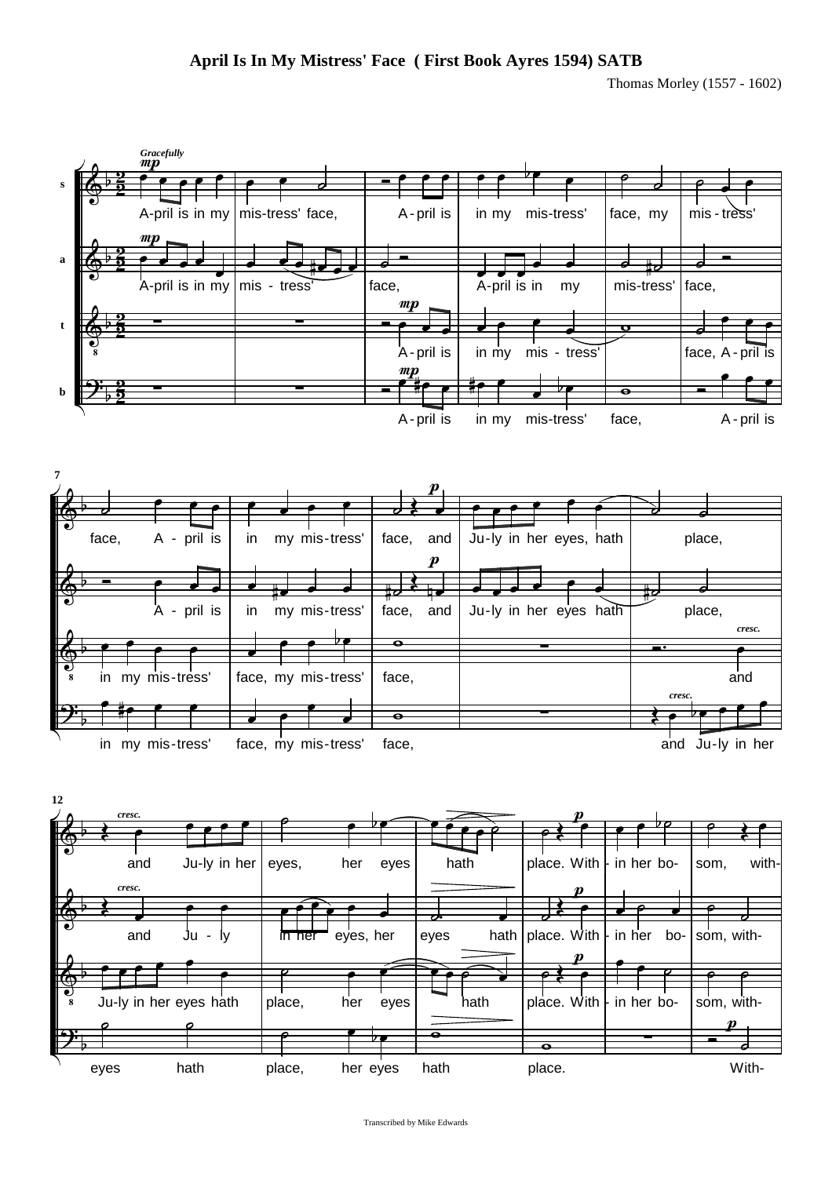# April Is In My Mistress' Face ( First Book Ayres 1594) SATB

Thomas Morley (1557 - 1602)

Transcribed by Mike Edwards